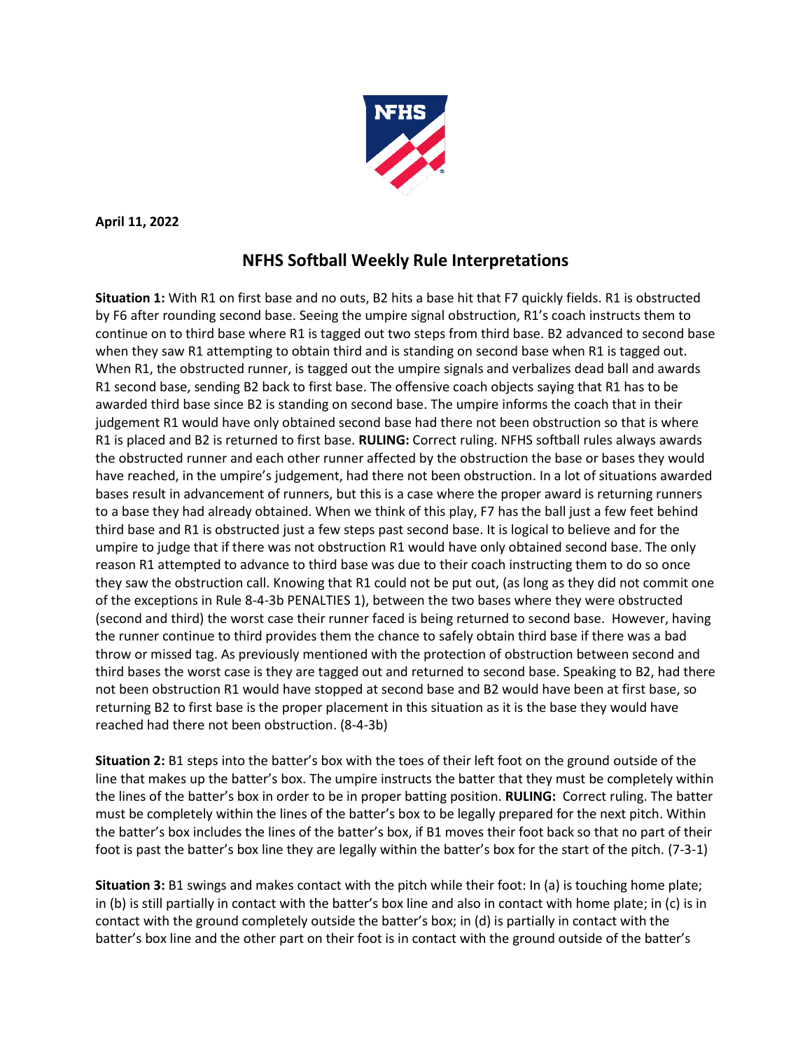**April 11, 2022**

## NFHS Softball Weekly Rule Interpretations

**Situation 1:** With R1 on first base and no outs, B2 hits a base hit that F7 quickly fields. R1 is obstructed by F6 after rounding second base. Seeing the umpire signal obstruction, R1's coach instructs them to continue on to third base where R1 is tagged out two steps from third base. B2 advanced to second base when they saw R1 attempting to obtain third and is standing on second base when R1 is tagged out. When R1, the obstructed runner, is tagged out the umpire signals and verbalizes dead ball and awards R1 second base, sending B2 back to first base. The offensive coach objects saying that R1 has to be awarded third base since B2 is standing on second base. The umpire informs the coach that in their judgement R1 would have only obtained second base had there not been obstruction so that is where R1 is placed and B2 is returned to first base. **RULING:** Correct ruling. NFHS softball rules always awards the obstructed runner and each other runner affected by the obstruction the base or bases they would have reached, in the umpire's judgement, had there not been obstruction. In a lot of situations awarded bases result in advancement of runners, but this is a case where the proper award is returning runners to a base they had already obtained. When we think of this play, F7 has the ball just a few feet behind third base and R1 is obstructed just a few steps past second base. It is logical to believe and for the umpire to judge that if there was not obstruction R1 would have only obtained second base. The only reason R1 attempted to advance to third base was due to their coach instructing them to do so once they saw the obstruction call. Knowing that R1 could not be put out, (as long as they did not commit one of the exceptions in Rule 8-4-3b PENALTIES 1), between the two bases where they were obstructed (second and third) the worst case their runner faced is being returned to second base. However, having the runner continue to third provides them the chance to safely obtain third base if there was a bad throw or missed tag. As previously mentioned with the protection of obstruction between second and third bases the worst case is they are tagged out and returned to second base. Speaking to B2, had there not been obstruction R1 would have stopped at second base and B2 would have been at first base, so returning B2 to first base is the proper placement in this situation as it is the base they would have reached had there not been obstruction. (8-4-3b)

**Situation 2:** B1 steps into the batter's box with the toes of their left foot on the ground outside of the line that makes up the batter's box. The umpire instructs the batter that they must be completely within the lines of the batter's box in order to be in proper batting position. **RULING:** Correct ruling. The batter must be completely within the lines of the batter's box to be legally prepared for the next pitch. Within the batter's box includes the lines of the batter's box, if B1 moves their foot back so that no part of their foot is past the batter's box line they are legally within the batter's box for the start of the pitch. (7-3-1)

**Situation 3:** B1 swings and makes contact with the pitch while their foot: In (a) is touching home plate; in (b) is still partially in contact with the batter's box line and also in contact with home plate; in (c) is in contact with the ground completely outside the batter's box; in (d) is partially in contact with the batter's box line and the other part on their foot is in contact with the ground outside of the batter's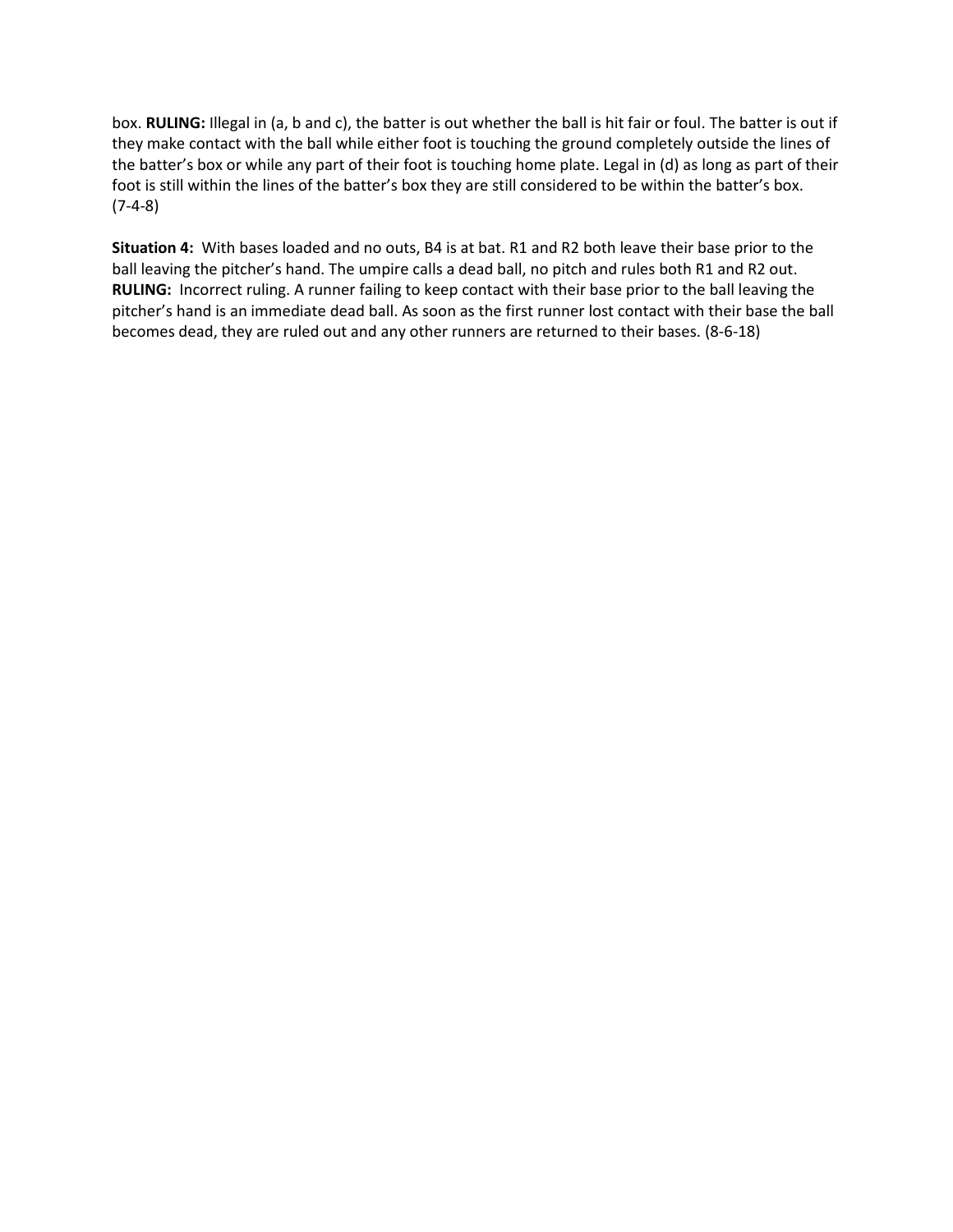box. **RULING:** Illegal in (a, b and c), the batter is out whether the ball is hit fair or foul. The batter is out if they make contact with the ball while either foot is touching the ground completely outside the lines of the batter's box or while any part of their foot is touching home plate. Legal in (d) as long as part of their foot is still within the lines of the batter's box they are still considered to be within the batter's box. (7-4-8)

**Situation 4:** With bases loaded and no outs, B4 is at bat. R1 and R2 both leave their base prior to the ball leaving the pitcher's hand. The umpire calls a dead ball, no pitch and rules both R1 and R2 out. **RULING:** Incorrect ruling. A runner failing to keep contact with their base prior to the ball leaving the pitcher's hand is an immediate dead ball. As soon as the first runner lost contact with their base the ball becomes dead, they are ruled out and any other runners are returned to their bases. (8-6-18)